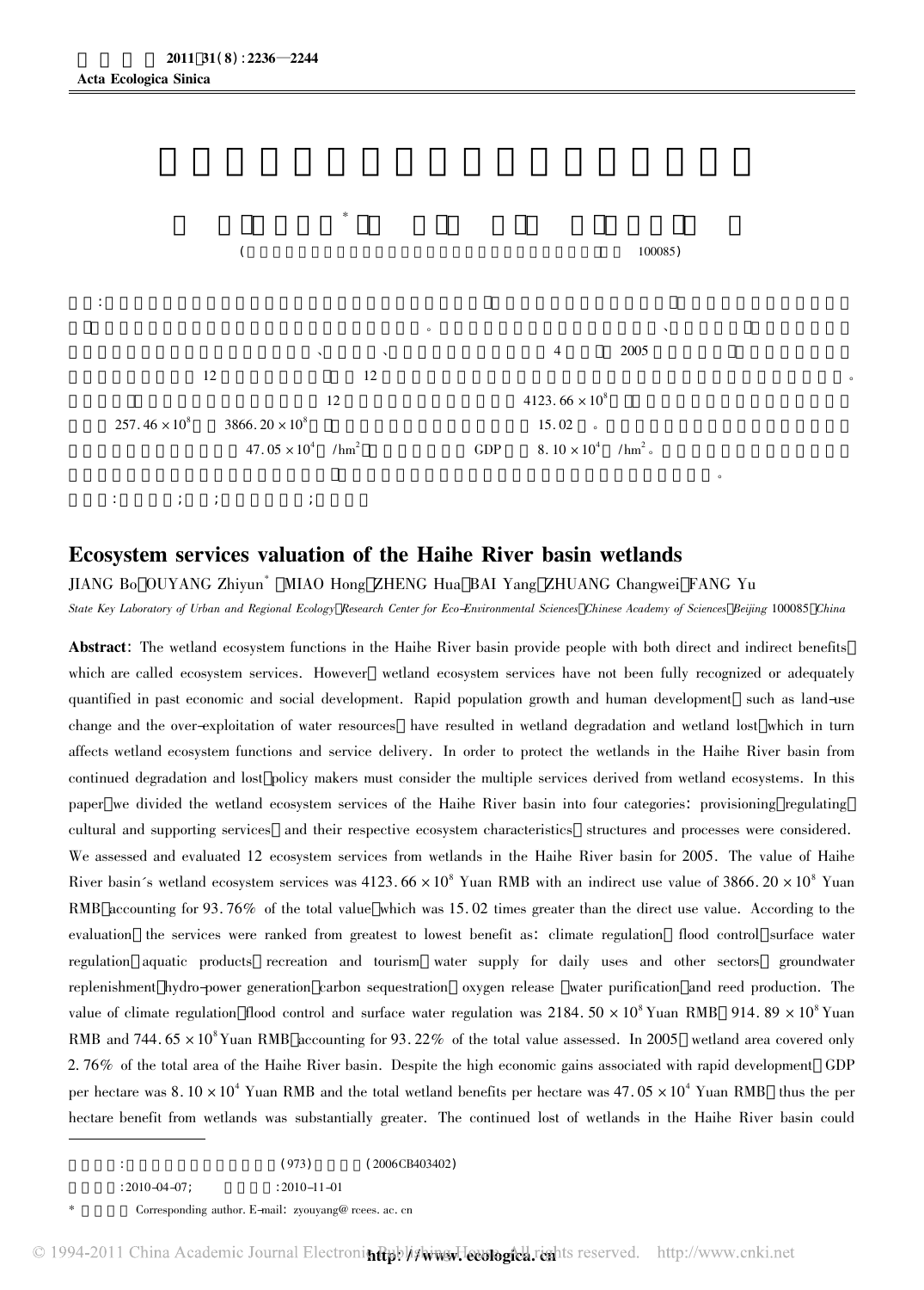## Ecosystem services valuation of the Haihe River basin wetlands

JIANG Bo, OUYANG Zhiyun*, MIAO Hong, ZHENG Hua, BAI Yang, ZHUANG Changwei, FANG Yu

*State Key Laboratory of Urban and Regional Ecology, Research Center for Eco-Environmental Sciences, Chinese Academy of Sciences, Beijing 100085, China*

**Abstract**: The wetland ecosystem functions in the Haihe River basin provide people with both direct and indirect benefits, which are called ecosystem services. However, wetland ecosystem services have not been fully recognized or adequately quantified in past economic and social development. Rapid population growth and human development, such as land-use change and the over-exploitation of water resources, have resulted in wetland degradation and wetland lost, which in turn affects wetland ecosystem functions and service delivery. In order to protect the wetlands in the Haihe River basin from continued degradation and lost, policy makers must consider the multiple services derived from wetland ecosystems. In this paper, we divided the wetland ecosystem services of the Haihe River basin into four categories: provisioning, regulating, cultural and supporting services, and their respective ecosystem characteristics, structures and processes were considered. We assessed and evaluated 12 ecosystem services from wetlands in the Haihe River basin for 2005. The value of Haihe River basin's wetland ecosystem services was $4123.66 \times 10^8$ Yuan RMB with an indirect use value of $3866.20 \times 10^8$ Yuan RMB, accounting for 93.76% of the total value, which was 15.02 times greater than the direct use value. According to the evaluation, the services were ranked from greatest to lowest benefit as: climate regulation, flood control, surface water regulation, aquatic products, recreation and tourism, water supply for daily uses and other sectors, groundwater replenishment, hydro-power generation, carbon sequestration, oxygen release, water purification, and reed production. The value of climate regulation, flood control and surface water regulation was $2184.50 \times 10^8$ Yuan RMB, $914.89 \times 10^8$ Yuan RMB and $744.65 \times 10^8$ Yuan RMB, accounting for 93.22% of the total value assessed. In 2005, wetland area covered only 2.76% of the total area of the Haihe River basin. Despite the high economic gains associated with rapid development, GDP per hectare was $8.10 \times 10^4$ Yuan RMB and the total wetland benefits per hectare was $47.05 \times 10^4$ Yuan RMB, thus the per hectare benefit from wetlands was substantially greater. The continued lost of wetlands in the Haihe River basin could

---

(973) (2006CB403402)

:2010-04-07; :2010-11-01

\* Corresponding author. E-mail: zyouyang@rcees.ac.cn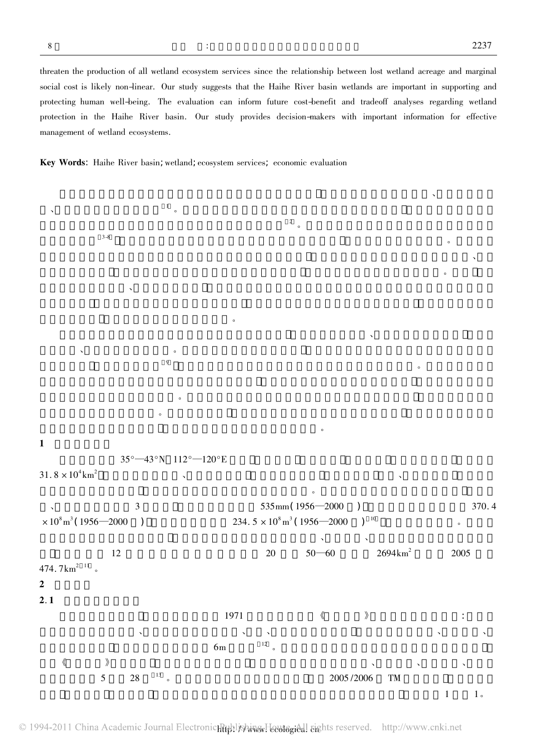threaten the production of all wetland ecosystem services since the relationship between lost wetland acreage and marginal social cost is likely non-linear. Our study suggests that the Haihe River basin wetlands are important in supporting and protecting human well-being. The evaluation can inform future cost-benefit and tradeoff analyses regarding wetland protection in the Haihe River basin. Our study provides decision-makers with important information for effective management of wetland ecosystems.

**Key Words**: Haihe River basin; wetland; ecosystem services; economic evaluation

、
、[1]。
[2]。
[3-8]。
、
。
、
。

、
、。
[9]。
。
。
。

## 1

35°—43°N 112°—120°E
$31.8 \times 10^4 km^2$ 、、
。
、 3 535mm(1956—2000) 370.4
$\times 10^8 m^3$(1956—2000) $234.5 \times 10^8 m^3$(1956—2000)[10]。
、、
12 20 50—60 $2694 km^2$ 2005
$474.7 km^2$[11]。

## 2

### 2.1

1971 《》:
、、、、、
6m[12]。
《》 、、、
5 28[13]。 2005/2006 TM
1 1。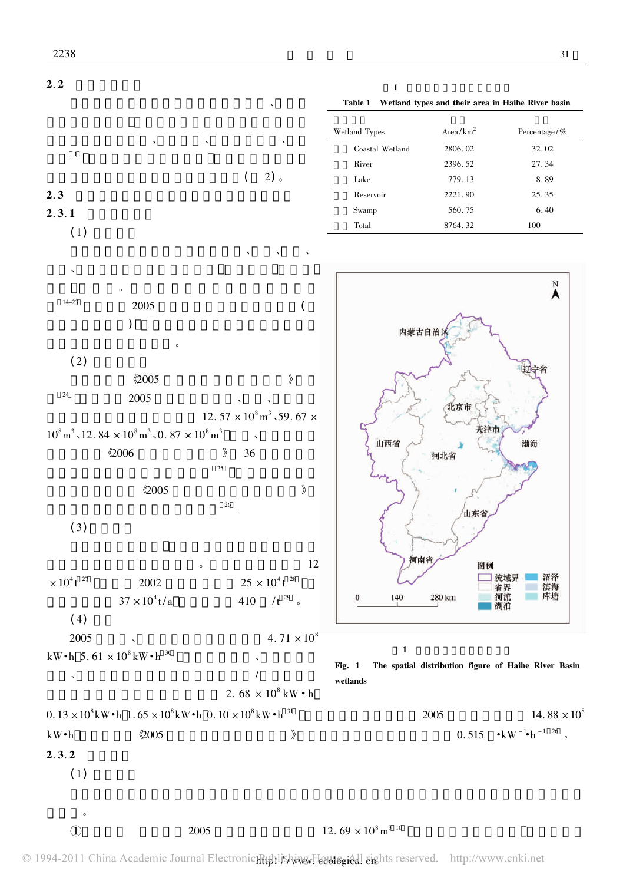## 2.2

(2)。

## 2.3

### 2.3.1

(1)

、、、

、

。

[14-23] 2005 36 (

)

。

(2)

《2005 》

[24] 2005 、、

$12.57\times10^8m^3$、$59.67\times10^8m^3$、$12.84\times10^8m^3$、$0.87\times10^8m^3$ 、

《2006 》 36

[25]

《2005 》

[26]。

(3)

。 12

$\times10^4t$[27] 2002 $25\times10^4t$[28]

$37\times10^4t/a$ 410 /t[29]。

(4)

2005 、 $4.71\times10^8$ kW·h $5.61\times10^8$ kW·h[30] 、

、 /

$2.68\times10^8$ kW·h

$0.13\times10^8$ kW·h $1.65\times10^8$ kW·h $0.10\times10^8$ kW·h[31] 2005 $14.88\times10^8$ kW·h 《2005 》 0.515 ·$kW^{-1}$·$h^{-1}$[26]。

**表 1**

**Table 1 Wetland types and their area in Haihe River basin**

| Wetland Types | Area/$km^2$ | Percentage/% |
|---|---|---|
| Coastal Wetland | 2806.02 | 32.02 |
| River | 2396.52 | 27.34 |
| Lake | 779.13 | 8.89 |
| Reservoir | 2221.90 | 25.35 |
| Swamp | 560.75 | 6.40 |
| Total | 8764.32 | 100 |

**图 1**

**Fig. 1 The spatial distribution figure of Haihe River Basin wetlands**

### 2.3.2

(1)

。

① 2005 $12.69\times10^8m^3$[10]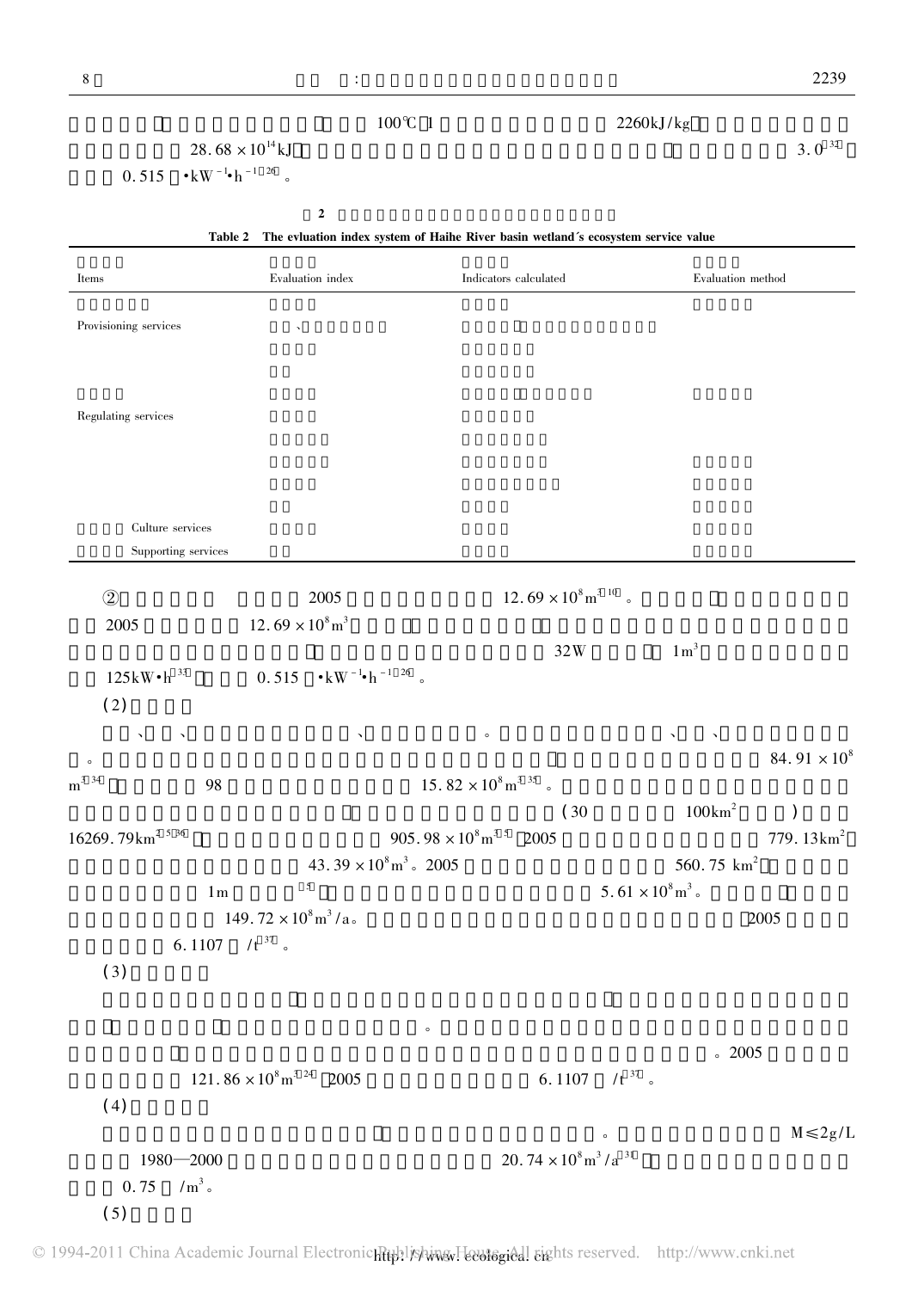100℃ 1 2260kJ/kg

$28.68 \times 10^{14}$ kJ 3.0[32]

0.515 $\cdot kW^{-1} \cdot h^{-1}$[26]。

**2**

**Table 2 The evluation index system of Haihe River basin wetland´s ecosystem service value**

| Items | Evaluation index | Indicators calculated | Evaluation method |
|---|---|---|---|
| Provisioning services | 、 | | |
| | | | |
| | | | |
| Regulating services | | | |
| | | | |
| | | | |
| | | | |
| | | | |
| Culture services | | | |
| Supporting services | | | |

② 2005 $12.69 \times 10^8 m^3$[10]。

2005 $12.69 \times 10^8 m^3$

32W $1m^3$

125kW·h[33] 0.515 $\cdot kW^{-1} \cdot h^{-1}$[26]。

(2)

、 、 、 。 、 、

。 $84.91 \times 10^8$ $m^3$[34] 98 $15.82 \times 10^8 m^3$[35]。

(30 $100km^2$ )

$16269.79km^2$[5,36] $905.98 \times 10^8 m^3$[5] 2005 $779.13km^2$

$43.39 \times 10^8 m^3$。2005 $560.75\ km^2$

1m [5] $5.61 \times 10^8 m^3$。

$149.72 \times 10^8 m^3/a$。 2005

6.1107 /t[37]。

(3)

。

。2005

$121.86 \times 10^8 m^3$[24] 2005 6.1107 /t[37]。

(4)

。 $M \leqslant 2g/L$

1980—2000 $20.74 \times 10^8 m^3/a$[31]

0.75 $/m^3$。

(5)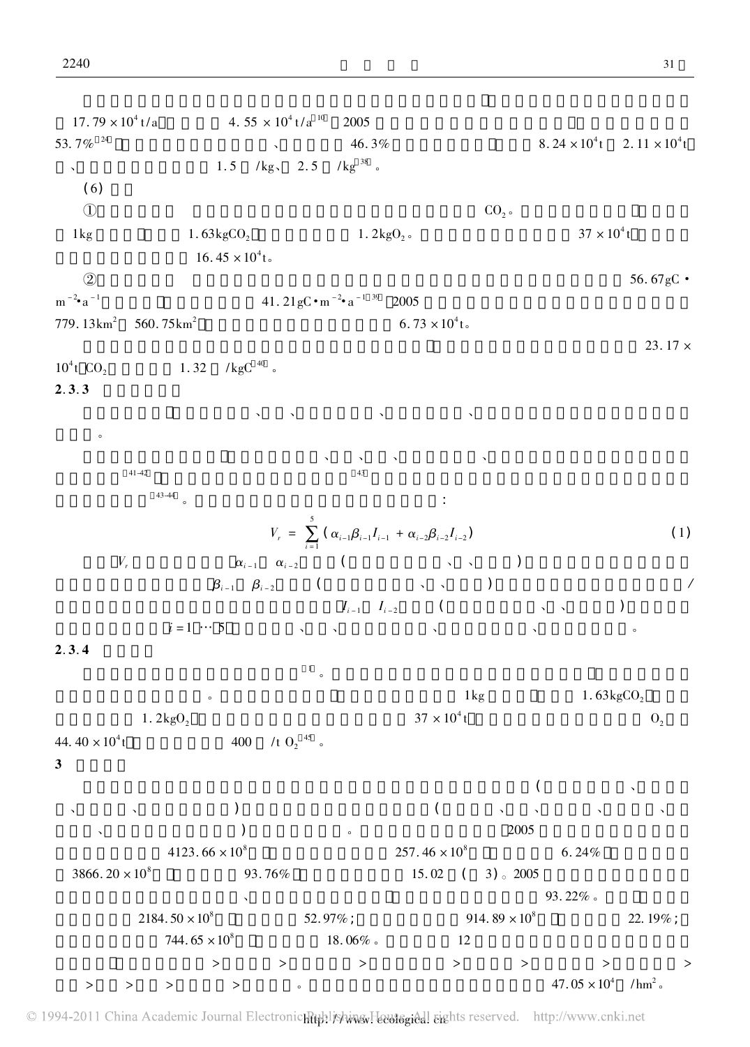，

17.79 × $10^4$ t/a　　4.55 × $10^4$ t/a[10]　2005　　　　　　　　　　　　　　　　，

53.7%[24]，　　　　　　　　、　　　　46.3%　　　　　　　，　　8.24 × $10^4$ t　2.11 × $10^4$ t

、　　　　　　　1.5　/kg、　2.5　/kg[38]　。

(6)

①　　　　　　　　　　　　　　　　　　　　　　　　　　$CO_2$。　　　　　　　，

1kg　　　，　　1.63kg$CO_2$，　　　　　　1.2kg$O_2$。　　　　　　　　　　　37 × $10^4$ t，

16.45 × $10^4$ t。

②　　　　　　　　　　　　　　　　　　　　　　　　　　　　　　　　　　　　56.67gC·$m^{-2}$·$a^{-1}$　　　，　　　　　41.21gC·$m^{-2}$·$a^{-1}$[39]，2005

779.13$km^2$　560.75$km^2$，　　　　　　　　　6.73 × $10^4$ t。

，　　　　　　　　　23.17 × $10^4$ t $CO_2$　　　1.32　/kgC[40]。

### 2.3.3

，　　　　、　、　　　　、　　　　　、

。

，　　　　　、　、　、　　　　　、

[41-42]，　　　　　　　　　　[43]

[43-44]。　　　　　　　　　　　　　　　　　：

$$V_r = \sum_{i=1}^{5} (\alpha_{i-1}\beta_{i-1}I_{i-1} + \alpha_{i-2}\beta_{i-2}I_{i-2}) \tag{1}$$

$V_r$　　　　　$\alpha_{i-1}$　$\alpha_{i-2}$　(　　　　　　　　、、　　)

$\beta_{i-1}$　$\beta_{i-2}$　(　　　　　　、、　　)　　　　　　　　　　　　/

$I_{i-1}$　$I_{i-2}$　(　　　　　　、、　　)

$i$ = 1 … 5　　　　、　、　　　　　、　　　　　　、　　　。

### 2.3.4

[1]。　　　　　　　　　　　　　　　　　　　，

。　　　　　　，　　　　　　1kg　　　，　　1.63kg$CO_2$，

1.2kg$O_2$，　　　　　　　　　37 × $10^4$ t　　　　　　　　　　$O_2$

44.40 × $10^4$ t，　　　　　400　/t $O_2$[45]。

## 3

(　　　　　　、

、　　　、　　　　　　)　　　　　　　　　　　　　(　　　、　、　　　、　　　、

、　　　　　　　)　　　　　。　　　　　　　　　2005

4123.66 × $10^8$　，　　　　　　257.46 × $10^8$　，　　　　6.24%，

3866.20 × $10^8$　，　　　93.76%，　　　　　　　15.02　(　3)。2005

、　　　　　　，　　　　　　　93.22%。　　，

2184.50 × $10^8$　，　　　52.97%；　　　　　　914.89 × $10^8$　，　　　22.19%；

744.65 × $10^8$　，　　　18.06%。　　　　　12

，　　　　　>　　　>　　　　>　　　　　>　　　　>　　　　>　　　　>

>　　>　　>　　　>　　　。　　　　　　　　　　　　　47.05 × $10^4$　/$hm^2$。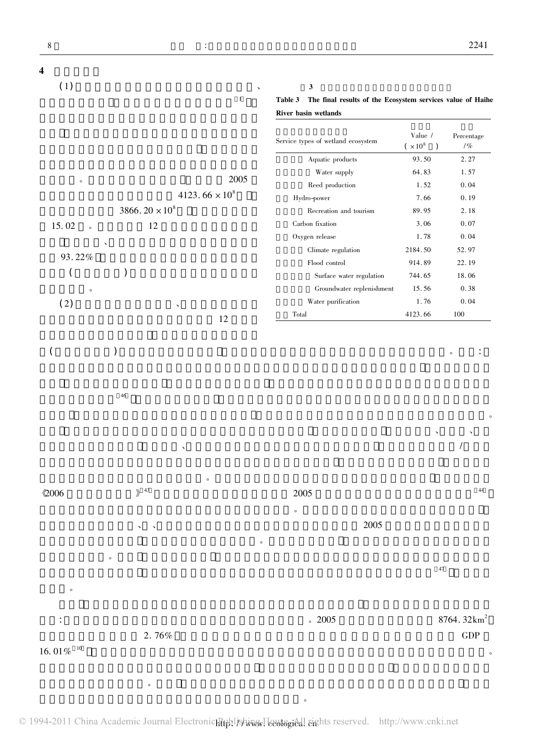## 4

(1) [1] 2005 $4123.66 \times 10^8$ $3866.20 \times 10^8$ 15.02。12 、93.22% ( ) 。

(2) 、12 ( ) 。:[46] 。、、/ 。《2006 》[43] 2005 [44] 。、、2005 。。[47] 。

: 。2005 $8764.32 km^2$ 2.76% GDP 16.01%[10] 。

。

**Table 3 The final results of the Ecosystem services value of Haihe River basin wetlands**

| Service types of wetland ecosystem | Value / ($\times 10^8$ ) | Percentage /% |
|---|---|---|
| Aquatic products | 93.50 | 2.27 |
| Water supply | 64.83 | 1.57 |
| Reed production | 1.52 | 0.04 |
| Hydro-power | 7.66 | 0.19 |
| Recreation and tourism | 89.95 | 2.18 |
| Carbon fixation | 3.06 | 0.07 |
| Oxygen release | 1.78 | 0.04 |
| Climate regulation | 2184.50 | 52.97 |
| Flood control | 914.89 | 22.19 |
| Surface water regulation | 744.65 | 18.06 |
| Groundwater replenishment | 15.56 | 0.38 |
| Water purification | 1.76 | 0.04 |
| Total | 4123.66 | 100 |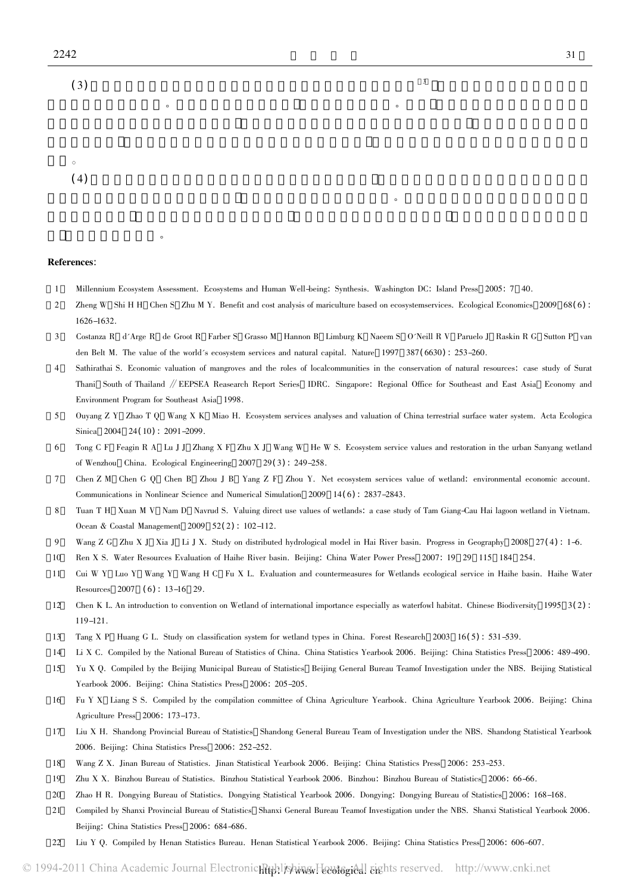(3)

(4)

**References**:

[1] Millennium Ecosystem Assessment. Ecosystems and Human Well-being: Synthesis. Washington DC: Island Press, 2005: 7-40.

[2] Zheng W, Shi H H, Chen S, Zhu M Y. Benefit and cost analysis of mariculture based on ecosystemservices. Ecological Economics, 2009, 68(6): 1626-1632.

[3] Costanza R, d'Arge R, de Groot R, Farber S, Grasso M, Hannon B, Limburg K, Naeem S, O'Neill R V, Paruelo J, Raskin R G, Sutton P, van den Belt M. The value of the world's ecosystem services and natural capital. Nature, 1997, 387(6630): 253-260.

[4] Sathirathai S. Economic valuation of mangroves and the roles of localcommunities in the conservation of natural resources: case study of Surat Thani, South of Thailand // EEPSEA Reasearch Report Series, IDRC. Singapore: Regional Office for Southeast and East Asia, Economy and Environment Program for Southeast Asia, 1998.

[5] Ouyang Z Y, Zhao T Q, Wang X K, Miao H. Ecosystem services analyses and valuation of China terrestrial surface water system. Acta Ecologica Sinica, 2004, 24(10): 2091-2099.

[6] Tong C F, Feagin R A, Lu J J, Zhang X F, Zhu X J, Wang W, He W S. Ecosystem service values and restoration in the urban Sanyang wetland of Wenzhou, China. Ecological Engineering, 2007, 29(3): 249-258.

[7] Chen Z M, Chen G Q, Chen B, Zhou J B, Yang Z F, Zhou Y. Net ecosystem services value of wetland: environmental economic account. Communications in Nonlinear Science and Numerical Simulation, 2009, 14(6): 2837-2843.

[8] Tuan T H, Xuan M V, Nam D, Navrud S. Valuing direct use values of wetlands: a case study of Tam Giang-Cau Hai lagoon wetland in Vietnam. Ocean & Coastal Management, 2009, 52(2): 102-112.

[9] Wang Z G, Zhu X J, Xia J, Li J X. Study on distributed hydrological model in Hai River basin. Progress in Geography, 2008, 27(4): 1-6.

[10] Ren X S. Water Resources Evaluation of Haihe River basin. Beijing: China Water Power Press, 2007: 19, 29, 115, 184, 254.

[11] Cui W Y, Luo Y, Wang Y, Wang H C, Fu X L. Evaluation and countermeasures for Wetlands ecological service in Haihe basin. Haihe Water Resources, 2007, (6): 13-16, 29.

[12] Chen K L. An introduction to convention on Wetland of international importance especially as waterfowl habitat. Chinese Biodiversity, 1995, 3(2): 119-121.

[13] Tang X P, Huang G L. Study on classification system for wetland types in China. Forest Research, 2003, 16(5): 531-539.

[14] Li X C. Compiled by the National Bureau of Statistics of China. China Statistics Yearbook 2006. Beijing: China Statistics Press, 2006: 489-490.

[15] Yu X Q. Compiled by the Beijing Municipal Bureau of Statistics, Beijing General Bureau Teamof Investigation under the NBS. Beijing Statistical Yearbook 2006. Beijing: China Statistics Press, 2006: 205-205.

[16] Fu Y X, Liang S S. Compiled by the compilation committee of China Agriculture Yearbook. China Agriculture Yearbook 2006. Beijing: China Agriculture Press, 2006: 173-173.

[17] Liu X H. Shandong Provincial Bureau of Statistics, Shandong General Bureau Team of Investigation under the NBS. Shandong Statistical Yearbook 2006. Beijing: China Statistics Press, 2006: 252-252.

[18] Wang Z X. Jinan Bureau of Statistics. Jinan Statistical Yearbook 2006. Beijing: China Statistics Press, 2006: 253-253.

[19] Zhu X X. Binzhou Bureau of Statistics. Binzhou Statistical Yearbook 2006. Binzhou: Binzhou Bureau of Statistics, 2006: 66-66.

[20] Zhao H R. Dongying Bureau of Statistics. Dongying Statistical Yearbook 2006. Dongying: Dongying Bureau of Statistics, 2006: 168-168.

[21] Compiled by Shanxi Provincial Bureau of Statistics, Shanxi General Bureau Teamof Investigation under the NBS. Shanxi Statistical Yearbook 2006. Beijing: China Statistics Press, 2006: 684-686.

[22] Liu Y Q. Compiled by Henan Statistics Bureau. Henan Statistical Yearbook 2006. Beijing: China Statistics Press, 2006: 606-607.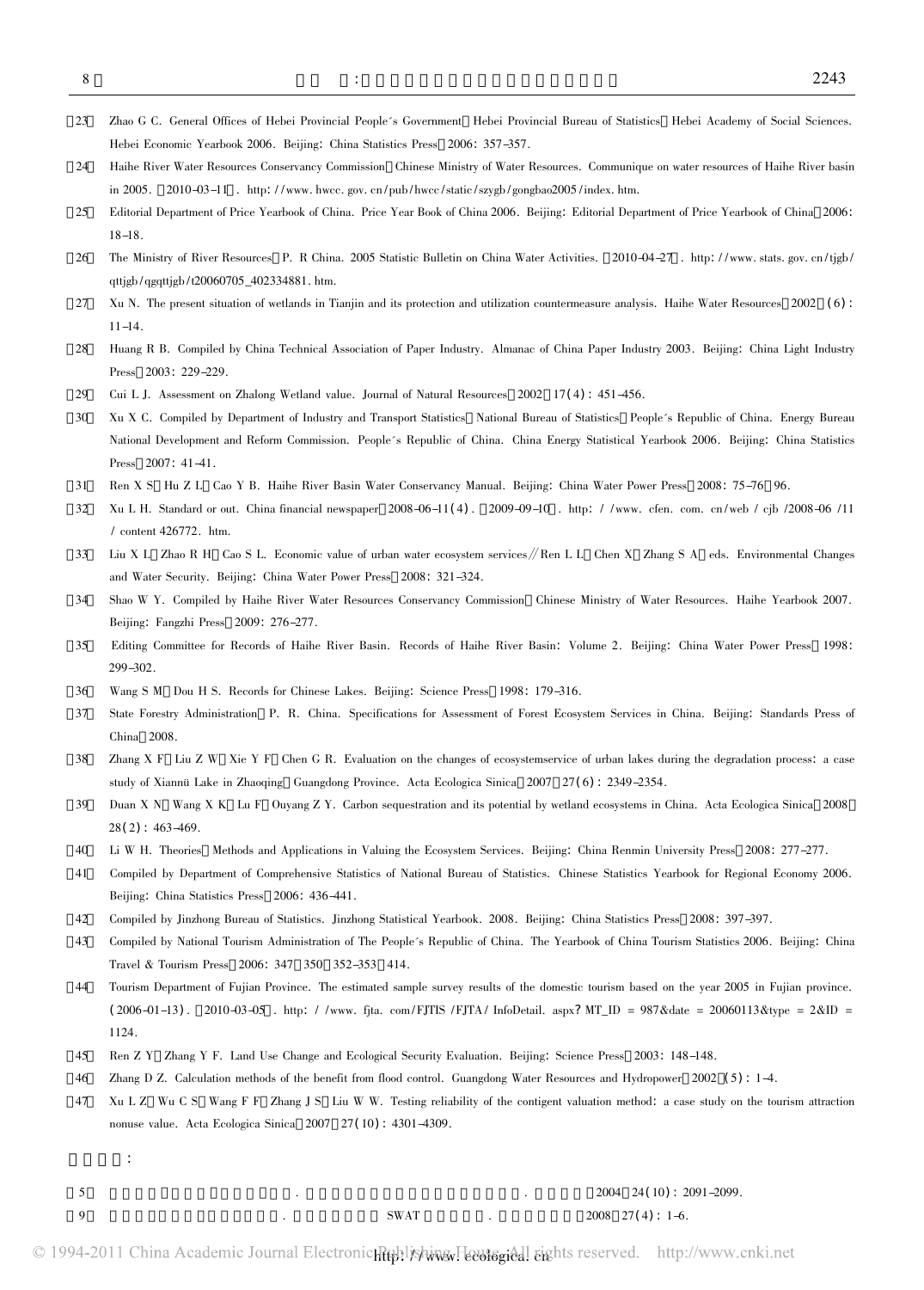[23] Zhao G C. General Offices of Hebei Provincial People's Government Hebei Provincial Bureau of Statistics Hebei Academy of Social Sciences. Hebei Economic Yearbook 2006. Beijing: China Statistics Press 2006: 357-357.

[24] Haihe River Water Resources Conservancy Commission Chinese Ministry of Water Resources. Communique on water resources of Haihe River basin in 2005. 2010-03-11 . http://www.hwcc.gov.cn/pub/hwcc/static/szygb/gongbao2005/index.htm.

[25] Editorial Department of Price Yearbook of China. Price Year Book of China 2006. Beijing: Editorial Department of Price Yearbook of China 2006: 18-18.

[26] The Ministry of River Resources P. R China. 2005 Statistic Bulletin on China Water Activities. 2010-04-27 . http://www.stats.gov.cn/tjgb/qttjgb/qgqttjgb/t20060705_402334881.htm.

[27] Xu N. The present situation of wetlands in Tianjin and its protection and utilization countermeasure analysis. Haihe Water Resources 2002 (6): 11-14.

[28] Huang R B. Compiled by China Technical Association of Paper Industry. Almanac of China Paper Industry 2003. Beijing: China Light Industry Press 2003: 229-229.

[29] Cui L J. Assessment on Zhalong Wetland value. Journal of Natural Resources 2002 17(4): 451-456.

[30] Xu X C. Compiled by Department of Industry and Transport Statistics National Bureau of Statistics People's Republic of China. Energy Bureau National Development and Reform Commission. People's Republic of China. China Energy Statistical Yearbook 2006. Beijing: China Statistics Press 2007: 41-41.

[31] Ren X S Hu Z L Cao Y B. Haihe River Basin Water Conservancy Manual. Beijing: China Water Power Press 2008: 75-76 96.

[32] Xu L H. Standard or out. China financial newspaper 2008-06-11(4). 2009-09-10 . http://www.cfen.com.cn/web/cjb/2008-06/11/content 426772.htm.

[33] Liu X L Zhao R H Cao S L. Economic value of urban water ecosystem services// Ren L L Chen X Zhang S A eds. Environmental Changes and Water Security. Beijing: China Water Power Press 2008: 321-324.

[34] Shao W Y. Compiled by Haihe River Water Resources Conservancy Commission Chinese Ministry of Water Resources. Haihe Yearbook 2007. Beijing: Fangzhi Press 2009: 276-277.

[35] Editing Committee for Records of Haihe River Basin. Records of Haihe River Basin: Volume 2. Beijing: China Water Power Press 1998: 299-302.

[36] Wang S M Dou H S. Records for Chinese Lakes. Beijing: Science Press 1998: 179-316.

[37] State Forestry Administration P. R. China. Specifications for Assessment of Forest Ecosystem Services in China. Beijing: Standards Press of China 2008.

[38] Zhang X F Liu Z W Xie Y F Chen G R. Evaluation on the changes of ecosystemservice of urban lakes during the degradation process: a case study of Xiannü Lake in Zhaoqing Guangdong Province. Acta Ecologica Sinica 2007 27(6): 2349-2354.

[39] Duan X N Wang X K Lu F Ouyang Z Y. Carbon sequestration and its potential by wetland ecosystems in China. Acta Ecologica Sinica 2008 28(2): 463-469.

[40] Li W H. Theories Methods and Applications in Valuing the Ecosystem Services. Beijing: China Renmin University Press 2008: 277-277.

[41] Compiled by Department of Comprehensive Statistics of National Bureau of Statistics. Chinese Statistics Yearbook for Regional Economy 2006. Beijing: China Statistics Press 2006: 436-441.

[42] Compiled by Jinzhong Bureau of Statistics. Jinzhong Statistical Yearbook. 2008. Beijing: China Statistics Press 2008: 397-397.

[43] Compiled by National Tourism Administration of The People's Republic of China. The Yearbook of China Tourism Statistics 2006. Beijing: China Travel & Tourism Press 2006: 347 350 352-353 414.

[44] Tourism Department of Fujian Province. The estimated sample survey results of the domestic tourism based on the year 2005 in Fujian province. (2006-01-13). 2010-03-05 . http://www.fjta.com/FJTIS/FJTA/InfoDetail.aspx?MT_ID = 987&date = 20060113&type = 2&ID = 1124.

[45] Ren Z Y Zhang Y F. Land Use Change and Ecological Security Evaluation. Beijing: Science Press 2003: 148-148.

[46] Zhang D Z. Calculation methods of the benefit from flood control. Guangdong Water Resources and Hydropower 2002 (5): 1-4.

[47] Xu L Z Wu C S Wang F F Zhang J S Liu W W. Testing reliability of the contigent valuation method: a case study on the tourism attraction nonuse value. Acta Ecologica Sinica 2007 27(10): 4301-4309.

:

[5] . . 2004 24(10): 2091-2099.

[9] . SWAT . 2008 27(4): 1-6.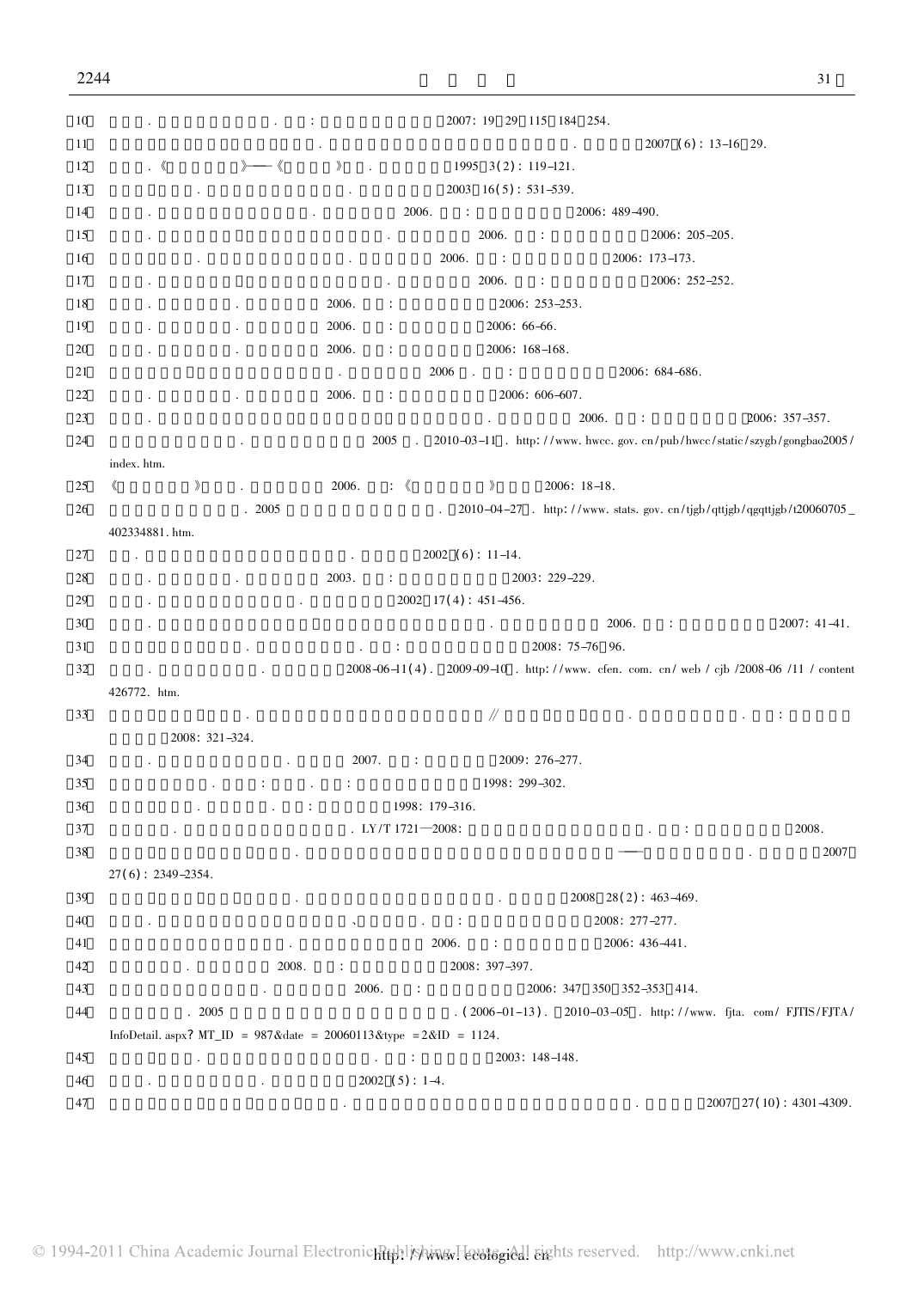[10] . . : 2007: 19 29 115 184 254.

[11] . . 2007 (6): 13-16 29.

[12] . 《 》—— 《 》 . 1995 3(2): 119-121.

[13] . . 2003 16(5): 531-539.

[14] . . 2006. : 2006: 489-490.

[15] . . 2006. : 2006: 205-205.

[16] . . 2006. : 2006: 173-173.

[17] . . 2006. : 2006: 252-252.

[18] . . 2006. : 2006: 253-253.

[19] . . 2006. : 2006: 66-66.

[20] . . 2006. : 2006: 168-168.

[21] . 2006 . : 2006: 684-686.

[22] . . 2006. : 2006: 606-607.

[23] . . 2006. : 2006: 357-357.

[24] . 2005 . 2010-03-11 . http://www.hwcc.gov.cn/pub/hwcc/static/szygb/gongbao2005/index.htm.

[25] 《 》 . 2006. : 《 》 2006: 18-18.

[26] . 2005 . 2010-04-27 . http://www.stats.gov.cn/tjgb/qttjgb/qgqttjgb/t20060705_402334881.htm.

[27] . . 2002 (6): 11-14.

[28] . . 2003. : 2003: 229-229.

[29] . . 2002 17(4): 451-456.

[30] . . 2006. : 2007: 41-41.

[31] . . : 2008: 75-76 96.

[32] . . 2008-06-11(4). 2009-09-10 . http://www.cfen.com.cn/web/cjb/2008-06/11/content 426772.htm.

[33] . // . . : 2008: 321-324.

[34] . . 2007. : 2009: 276-277.

[35] . : . : 1998: 299-302.

[36] . . : 1998: 179-316.

[37] . . LY/T 1721—2008: . : 2008.

[38] . —— . 2007 27(6): 2349-2354.

[39] . . 2008 28(2): 463-469.

[40] . 、 . : 2008: 277-277.

[41] . 2006. : 2006: 436-441.

[42] . 2008. : 2008: 397-397.

[43] . 2006. : 2006: 347 350 352-353 414.

[44] . 2005 . (2006-01-13). 2010-03-05 . http://www.fjta.com/FJTIS/FJTA/InfoDetail.aspx? MT_ID = 987&date = 20060113&type =2&ID = 1124.

[45] . . : 2003: 148-148.

[46] . . 2002 (5): 1-4.

[47] . . 2007 27(10): 4301-4309.